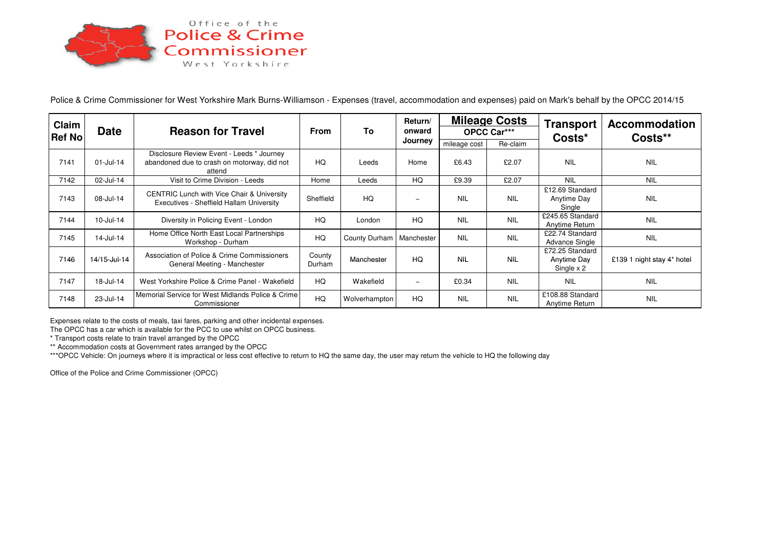Office of the Police & Crime Commissioner West Yorkshire

Police & Crime Commissioner for West Yorkshire Mark Burns-Williamson - Expenses (travel, accommodation and expenses) paid on Mark's behalf by the OPCC 2014/15

| Claim Ref No | Date | Reason for Travel | From | To | Return/ onward Journey | Mileage Costs OPCC Car*** | | Transport Costs* | Accommodation Costs** |
|---|---|---|---|---|---|---|---|---|---|
| | | | | | | mileage cost | Re-claim | | |
| 7141 | 01-Jul-14 | Disclosure Review Event - Leeds * Journey abandoned due to crash on motorway, did not attend | HQ | Leeds | Home | £6.43 | £2.07 | NIL | NIL |
| 7142 | 02-Jul-14 | Visit to Crime Division - Leeds | Home | Leeds | HQ | £9.39 | £2.07 | NIL | NIL |
| 7143 | 08-Jul-14 | CENTRIC Lunch with Vice Chair & University Executives - Sheffield Hallam University | Sheffield | HQ | – | NIL | NIL | £12.69 Standard Anytime Day Single | NIL |
| 7144 | 10-Jul-14 | Diversity in Policing Event - London | HQ | London | HQ | NIL | NIL | £245.65 Standard Anytime Return | NIL |
| 7145 | 14-Jul-14 | Home Office North East Local Partnerships Workshop - Durham | HQ | County Durham | Manchester | NIL | NIL | £22.74 Standard Advance Single | NIL |
| 7146 | 14/15-Jul-14 | Association of Police & Crime Commissioners General Meeting - Manchester | County Durham | Manchester | HQ | NIL | NIL | £72.25 Standard Anytime Day Single x 2 | £139 1 night stay 4* hotel |
| 7147 | 18-Jul-14 | West Yorkshire Police & Crime Panel - Wakefield | HQ | Wakefield | – | £0.34 | NIL | NIL | NIL |
| 7148 | 23-Jul-14 | Memorial Service for West Midlands Police & Crime Commissioner | HQ | Wolverhampton | HQ | NIL | NIL | £108.88 Standard Anytime Return | NIL |

Expenses relate to the costs of meals, taxi fares, parking and other incidental expenses.
The OPCC has a car which is available for the PCC to use whilst on OPCC business.
* Transport costs relate to train travel arranged by the OPCC
** Accommodation costs at Government rates arranged by the OPCC
***OPCC Vehicle: On journeys where it is impractical or less cost effective to return to HQ the same day, the user may return the vehicle to HQ the following day

Office of the Police and Crime Commissioner (OPCC)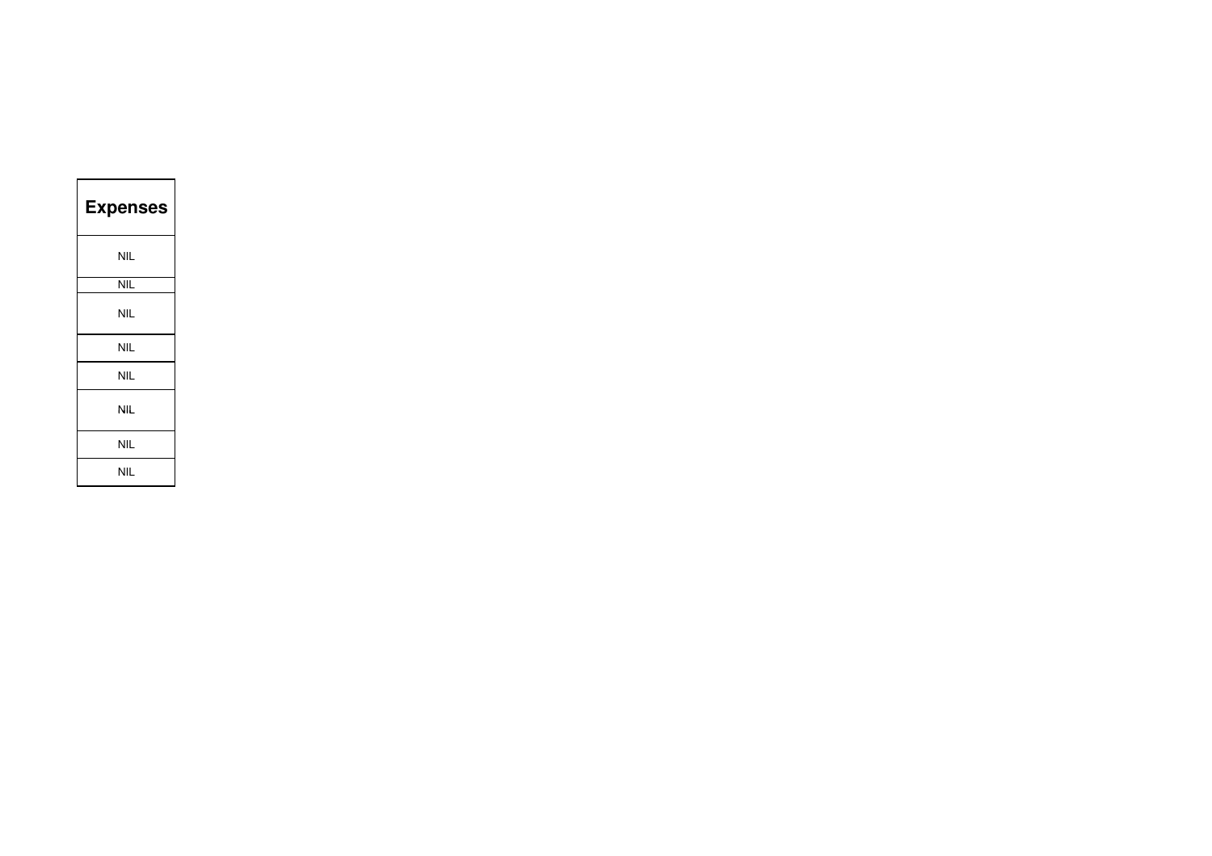| Expenses |
| --- |
| NIL |
| NIL |
| NIL |
| NIL |
| NIL |
| NIL |
| NIL |
| NIL |